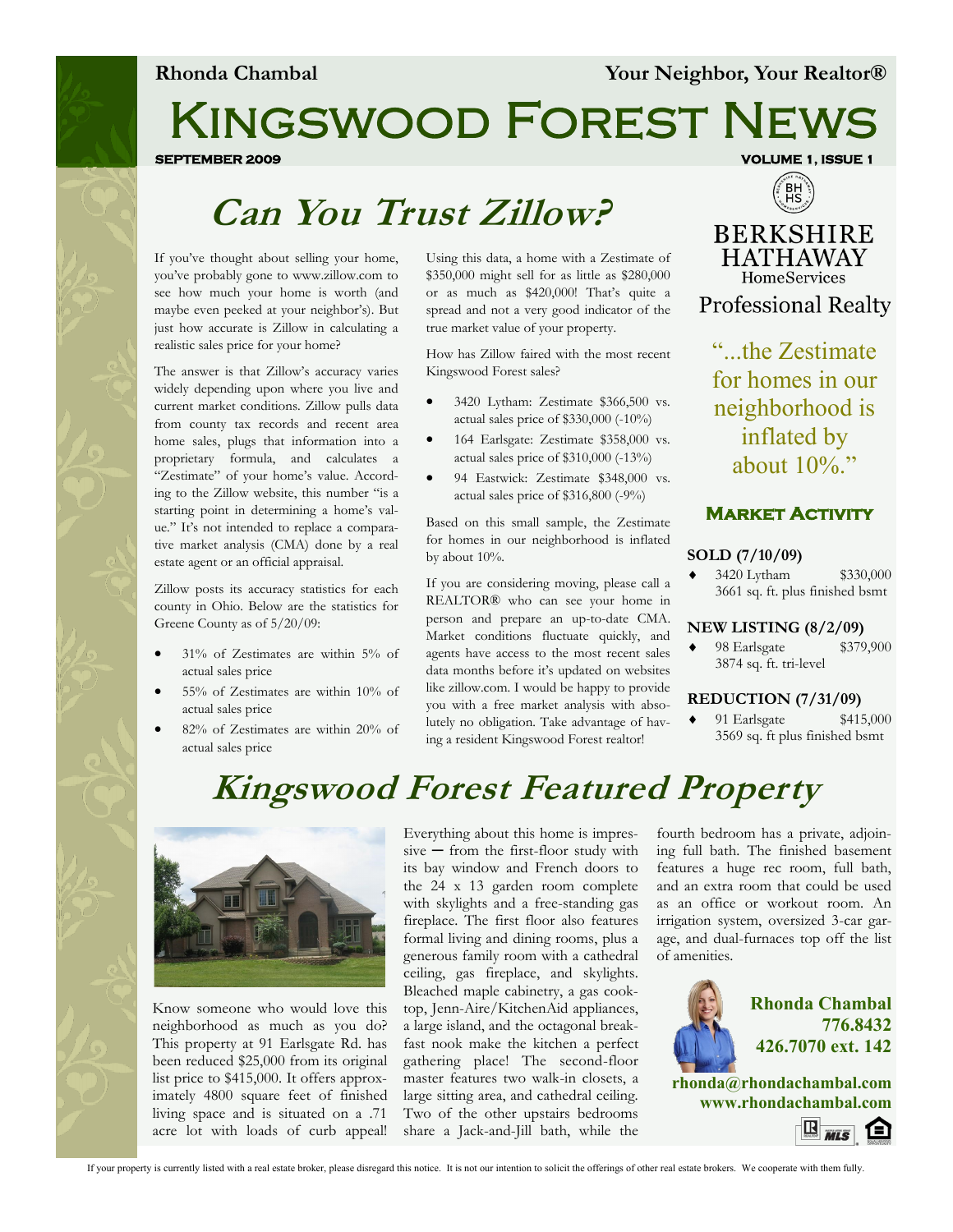Rhonda Chambal — Your Neighbor, Your Realtor®

# Kingswood Forest News

SEPTEMBER 2009 — VOLUME 1, ISSUE 1

BERKSHIRE HATHAWAY HomeServices Professional Realty

## Can You Trust Zillow?

If you've thought about selling your home, you've probably gone to www.zillow.com to see how much your home is worth (and maybe even peeked at your neighbor's). But just how accurate is Zillow in calculating a realistic sales price for your home?

The answer is that Zillow's accuracy varies widely depending upon where you live and current market conditions. Zillow pulls data from county tax records and recent area home sales, plugs that information into a proprietary formula, and calculates a "Zestimate" of your home's value. According to the Zillow website, this number "is a starting point in determining a home's value." It's not intended to replace a comparative market analysis (CMA) done by a real estate agent or an official appraisal.

Zillow posts its accuracy statistics for each county in Ohio. Below are the statistics for Greene County as of 5/20/09:

- 31% of Zestimates are within 5% of actual sales price
- 55% of Zestimates are within 10% of actual sales price
- 82% of Zestimates are within 20% of actual sales price

Using this data, a home with a Zestimate of $350,000 might sell for as little as $280,000 or as much as $420,000! That's quite a spread and not a very good indicator of the true market value of your property.

How has Zillow faired with the most recent Kingswood Forest sales?

- 3420 Lytham: Zestimate $366,500 vs. actual sales price of $330,000 (-10%)
- 164 Earlsgate: Zestimate $358,000 vs. actual sales price of $310,000 (-13%)
- 94 Eastwick: Zestimate $348,000 vs. actual sales price of $316,800 (-9%)

Based on this small sample, the Zestimate for homes in our neighborhood is inflated by about 10%.

If you are considering moving, please call a REALTOR® who can see your home in person and prepare an up-to-date CMA. Market conditions fluctuate quickly, and agents have access to the most recent sales data months before it's updated on websites like zillow.com. I would be happy to provide you with a free market analysis with absolutely no obligation. Take advantage of having a resident Kingswood Forest realtor!

> "...the Zestimate for homes in our neighborhood is inflated by about 10%."

### Market Activity

**SOLD (7/10/09)**

- 3420 Lytham — $330,000
  3661 sq. ft. plus finished bsmt

**NEW LISTING (8/2/09)**

- 98 Earlsgate — $379,900
  3874 sq. ft. tri-level

**REDUCTION (7/31/09)**

- 91 Earlsgate — $415,000
  3569 sq. ft plus finished bsmt

## Kingswood Forest Featured Property

Know someone who would love this neighborhood as much as you do? This property at 91 Earlsgate Rd. has been reduced $25,000 from its original list price to $415,000. It offers approximately 4800 square feet of finished living space and is situated on a .71 acre lot with loads of curb appeal! Everything about this home is impressive — from the first-floor study with its bay window and French doors to the 24 x 13 garden room complete with skylights and a free-standing gas fireplace. The first floor also features formal living and dining rooms, plus a generous family room with a cathedral ceiling, gas fireplace, and skylights. Bleached maple cabinetry, a gas cooktop, Jenn-Aire/KitchenAid appliances, a large island, and the octagonal breakfast nook make the kitchen a perfect gathering place! The second-floor master features two walk-in closets, a large sitting area, and cathedral ceiling. Two of the other upstairs bedrooms share a Jack-and-Jill bath, while the fourth bedroom has a private, adjoining full bath. The finished basement features a huge rec room, full bath, and an extra room that could be used as an office or workout room. An irrigation system, oversized 3-car garage, and dual-furnaces top off the list of amenities.

**Rhonda Chambal**
**776.8432**
**426.7070 ext. 142**
**rhonda@rhondachambal.com**
**www.rhondachambal.com**

If your property is currently listed with a real estate broker, please disregard this notice. It is not our intention to solicit the offerings of other real estate brokers. We cooperate with them fully.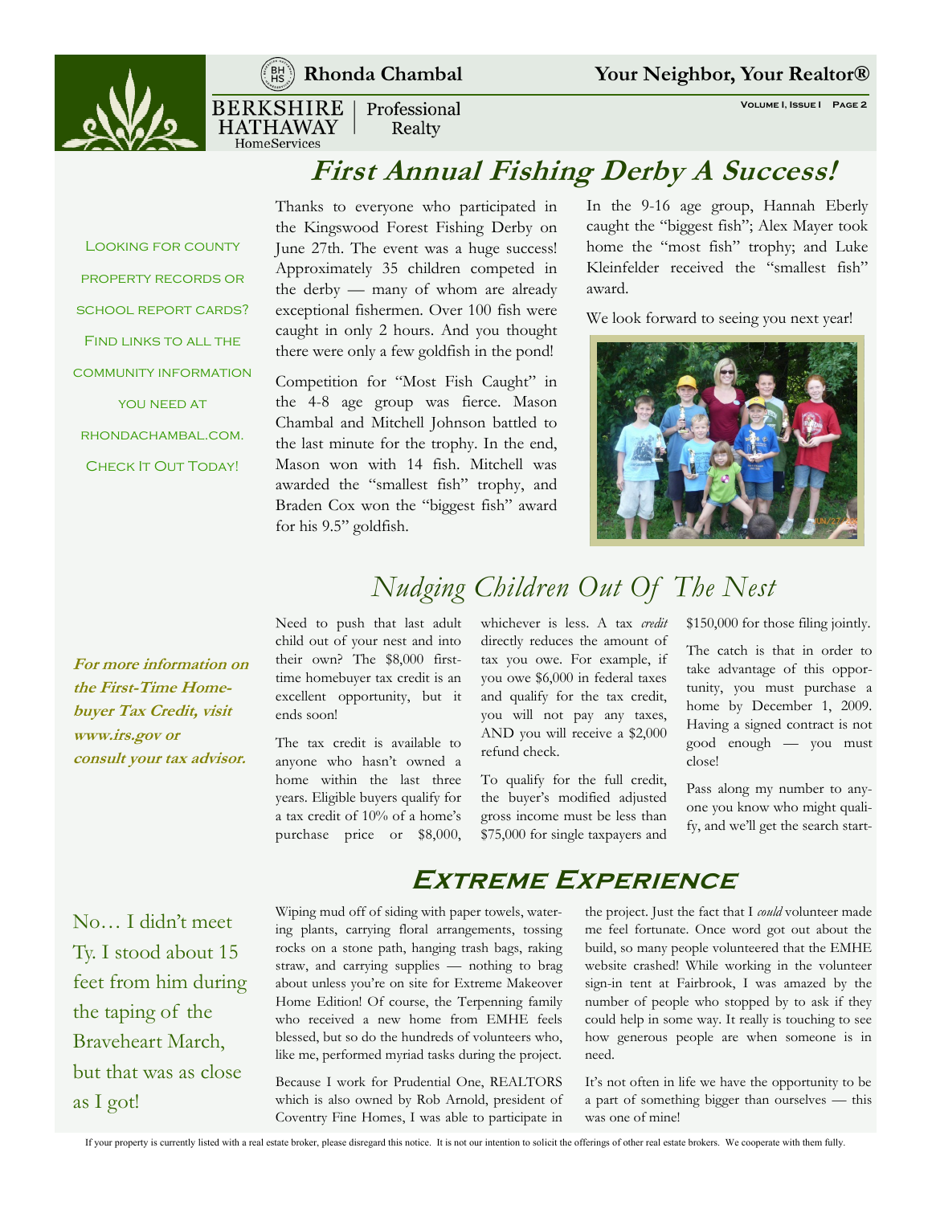# First Annual Fishing Derby A Success!

Looking for county property records or school report cards? Find links to all the community information you need at rhondachambal.com. Check It Out Today!

Thanks to everyone who participated in the Kingswood Forest Fishing Derby on June 27th. The event was a huge success! Approximately 35 children competed in the derby — many of whom are already exceptional fishermen. Over 100 fish were caught in only 2 hours. And you thought there were only a few goldfish in the pond!

Competition for "Most Fish Caught" in the 4-8 age group was fierce. Mason Chambal and Mitchell Johnson battled to the last minute for the trophy. In the end, Mason won with 14 fish. Mitchell was awarded the "smallest fish" trophy, and Braden Cox won the "biggest fish" award for his 9.5" goldfish.

In the 9-16 age group, Hannah Eberly caught the "biggest fish"; Alex Mayer took home the "most fish" trophy; and Luke Kleinfelder received the "smallest fish" award.

We look forward to seeing you next year!

# *Nudging Children Out Of The Nest*

***For more information on the First-Time Home-buyer Tax Credit, visit www.irs.gov or consult your tax advisor.***

Need to push that last adult child out of your nest and into their own? The $8,000 first-time homebuyer tax credit is an excellent opportunity, but it ends soon!

The tax credit is available to anyone who hasn't owned a home within the last three years. Eligible buyers qualify for a tax credit of 10% of a home's purchase price or $8,000, whichever is less. A tax *credit* directly reduces the amount of tax you owe. For example, if you owe $6,000 in federal taxes and qualify for the tax credit, you will not pay any taxes, AND you will receive a $2,000 refund check.

To qualify for the full credit, the buyer's modified adjusted gross income must be less than $75,000 for single taxpayers and $150,000 for those filing jointly.

The catch is that in order to take advantage of this opportunity, you must purchase a home by December 1, 2009. Having a signed contract is not good enough — you must close!

Pass along my number to anyone you know who might qualify, and we'll get the search start-

# Extreme Experience

No… I didn't meet Ty. I stood about 15 feet from him during the taping of the Braveheart March, but that was as close as I got!

Wiping mud off of siding with paper towels, watering plants, carrying floral arrangements, tossing rocks on a stone path, hanging trash bags, raking straw, and carrying supplies — nothing to brag about unless you're on site for Extreme Makeover Home Edition! Of course, the Terpenning family who received a new home from EMHE feels blessed, but so do the hundreds of volunteers who, like me, performed myriad tasks during the project.

Because I work for Prudential One, REALTORS which is also owned by Rob Arnold, president of Coventry Fine Homes, I was able to participate in the project. Just the fact that I *could* volunteer made me feel fortunate. Once word got out about the build, so many people volunteered that the EMHE website crashed! While working in the volunteer sign-in tent at Fairbrook, I was amazed by the number of people who stopped by to ask if they could help in some way. It really is touching to see how generous people are when someone is in need.

It's not often in life we have the opportunity to be a part of something bigger than ourselves — this was one of mine!

If your property is currently listed with a real estate broker, please disregard this notice. It is not our intention to solicit the offerings of other real estate brokers. We cooperate with them fully.